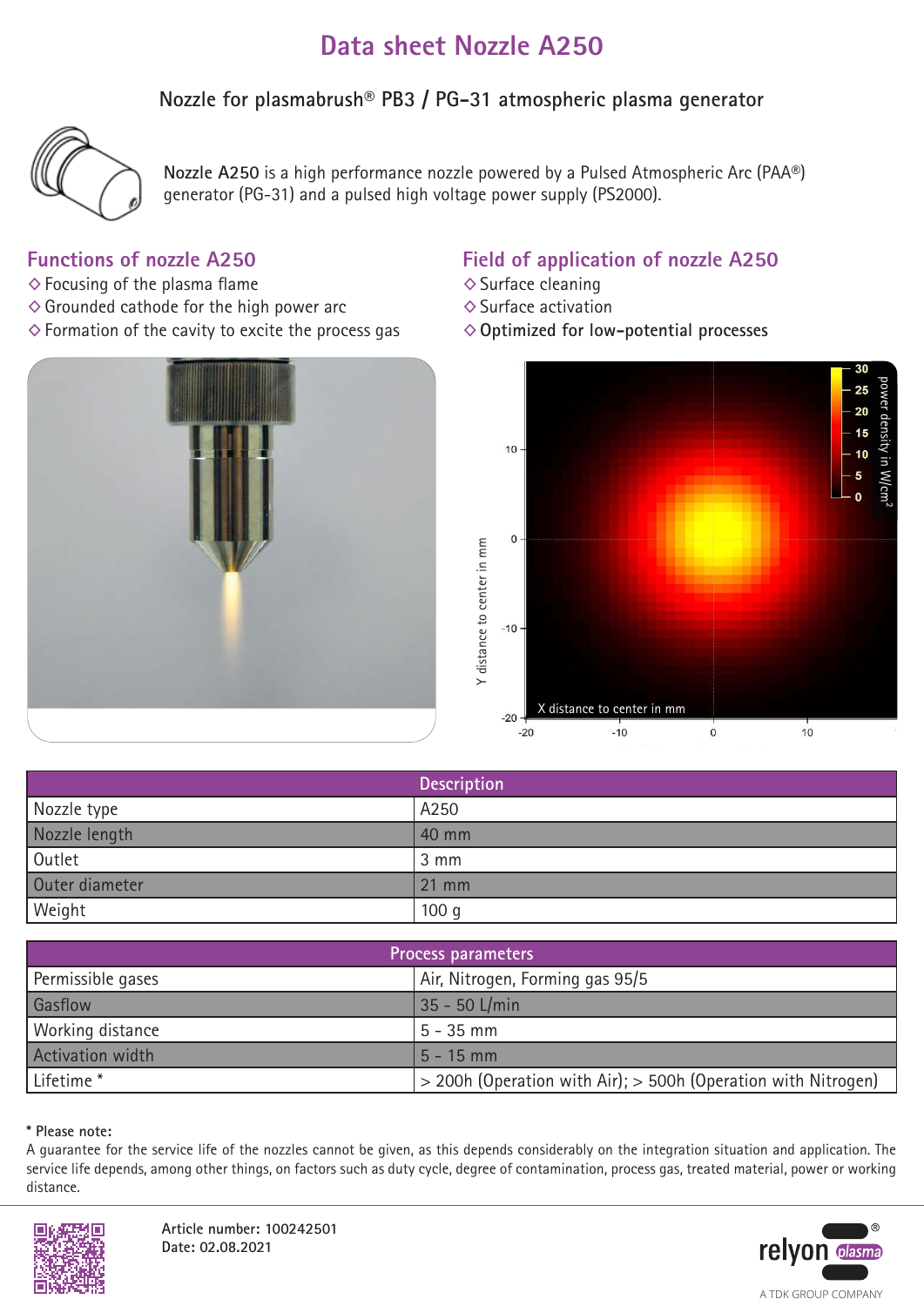# Data sheet Nozzle A250

## Nozzle for plasmabrush® PB3 / PG-31 atmospheric plasma generator

**Nozzle A250** is a high performance nozzle powered by a Pulsed Atmospheric Arc (PAA®) generator (PG-31) and a pulsed high voltage power supply (PS2000).

## Functions of nozzle A250

- ◇ Focusing of the plasma flame
- ◇ Grounded cathode for the high power arc
- ◇ Formation of the cavity to excite the process gas

## Field of application of nozzle A250

- ◇ Surface cleaning
- ◇ Surface activation
- ◇ **Optimized for low-potential processes**

| Description | |
|---|---|
| Nozzle type | A250 |
| Nozzle length | 40 mm |
| Outlet | 3 mm |
| Outer diameter | 21 mm |
| Weight | 100 g |

| Process parameters | |
|---|---|
| Permissible gases | Air, Nitrogen, Forming gas 95/5 |
| Gasflow | 35 - 50 L/min |
| Working distance | 5 - 35 mm |
| Activation width | 5 - 15 mm |
| Lifetime * | > 200h (Operation with Air); > 500h (Operation with Nitrogen) |

**\* Please note:**
A guarantee for the service life of the nozzles cannot be given, as this depends considerably on the integration situation and application. The service life depends, among other things, on factors such as duty cycle, degree of contamination, process gas, treated material, power or working distance.

**Article number: 100242501**
**Date: 02.08.2021**

relyon plasma® – A TDK GROUP COMPANY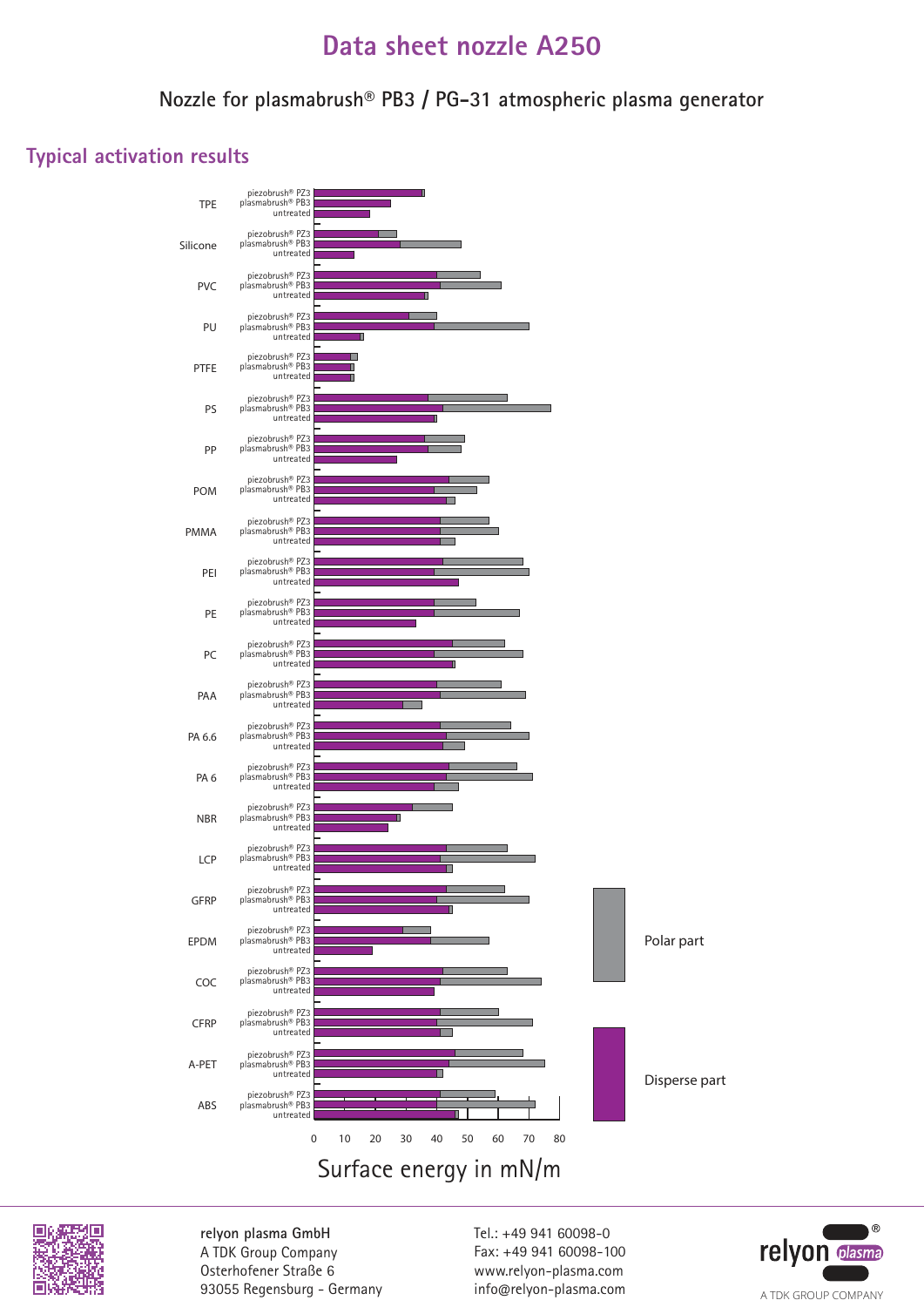# Data sheet nozzle A250

Nozzle for plasmabrush® PB3 / PG-31 atmospheric plasma generator

## Typical activation results

TPE
piezobrush® PZ3
plasmabrush® PB3
untreated

Silicone
piezobrush® PZ3
plasmabrush® PB3
untreated

PVC
piezobrush® PZ3
plasmabrush® PB3
untreated

PU
piezobrush® PZ3
plasmabrush® PB3
untreated

PTFE
piezobrush® PZ3
plasmabrush® PB3
untreated

PS
piezobrush® PZ3
plasmabrush® PB3
untreated

PP
piezobrush® PZ3
plasmabrush® PB3
untreated

POM
piezobrush® PZ3
plasmabrush® PB3
untreated

PMMA
piezobrush® PZ3
plasmabrush® PB3
untreated

PEI
piezobrush® PZ3
plasmabrush® PB3
untreated

PE
piezobrush® PZ3
plasmabrush® PB3
untreated

PC
piezobrush® PZ3
plasmabrush® PB3
untreated

PAA
piezobrush® PZ3
plasmabrush® PB3
untreated

PA 6.6
piezobrush® PZ3
plasmabrush® PB3
untreated

PA 6
piezobrush® PZ3
plasmabrush® PB3
untreated

NBR
piezobrush® PZ3
plasmabrush® PB3
untreated

LCP
piezobrush® PZ3
plasmabrush® PB3
untreated

GFRP
piezobrush® PZ3
plasmabrush® PB3
untreated

EPDM
piezobrush® PZ3
plasmabrush® PB3
untreated

COC
piezobrush® PZ3
plasmabrush® PB3
untreated

CFRP
piezobrush® PZ3
plasmabrush® PB3
untreated

A-PET
piezobrush® PZ3
plasmabrush® PB3
untreated

ABS
piezobrush® PZ3
plasmabrush® PB3
untreated

0 10 20 30 40 50 60 70 80

Surface energy in mN/m

Polar part

Disperse part

**relyon plasma GmbH**
A TDK Group Company
Osterhofener Straße 6
93055 Regensburg - Germany

Tel.: +49 941 60098-0
Fax: +49 941 60098-100
www.relyon-plasma.com
info@relyon-plasma.com

relyon plasma®
A TDK GROUP COMPANY